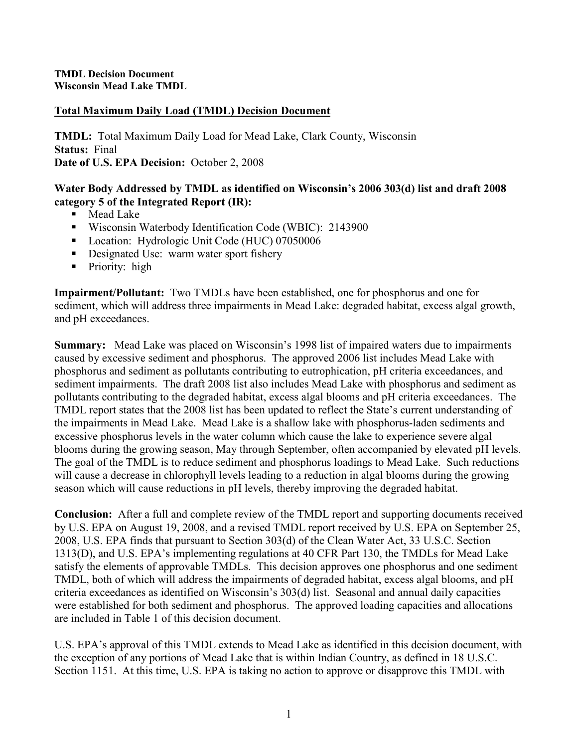**TMDL Decision Document**
**Wisconsin Mead Lake TMDL**

## Total Maximum Daily Load (TMDL) Decision Document

**TMDL:** Total Maximum Daily Load for Mead Lake, Clark County, Wisconsin
**Status:** Final
**Date of U.S. EPA Decision:** October 2, 2008

**Water Body Addressed by TMDL as identified on Wisconsin's 2006 303(d) list and draft 2008 category 5 of the Integrated Report (IR):**

- Mead Lake
- Wisconsin Waterbody Identification Code (WBIC): 2143900
- Location: Hydrologic Unit Code (HUC) 07050006
- Designated Use: warm water sport fishery
- Priority: high

**Impairment/Pollutant:** Two TMDLs have been established, one for phosphorus and one for sediment, which will address three impairments in Mead Lake: degraded habitat, excess algal growth, and pH exceedances.

**Summary:** Mead Lake was placed on Wisconsin's 1998 list of impaired waters due to impairments caused by excessive sediment and phosphorus. The approved 2006 list includes Mead Lake with phosphorus and sediment as pollutants contributing to eutrophication, pH criteria exceedances, and sediment impairments. The draft 2008 list also includes Mead Lake with phosphorus and sediment as pollutants contributing to the degraded habitat, excess algal blooms and pH criteria exceedances. The TMDL report states that the 2008 list has been updated to reflect the State's current understanding of the impairments in Mead Lake. Mead Lake is a shallow lake with phosphorus-laden sediments and excessive phosphorus levels in the water column which cause the lake to experience severe algal blooms during the growing season, May through September, often accompanied by elevated pH levels. The goal of the TMDL is to reduce sediment and phosphorus loadings to Mead Lake. Such reductions will cause a decrease in chlorophyll levels leading to a reduction in algal blooms during the growing season which will cause reductions in pH levels, thereby improving the degraded habitat.

**Conclusion:** After a full and complete review of the TMDL report and supporting documents received by U.S. EPA on August 19, 2008, and a revised TMDL report received by U.S. EPA on September 25, 2008, U.S. EPA finds that pursuant to Section 303(d) of the Clean Water Act, 33 U.S.C. Section 1313(D), and U.S. EPA's implementing regulations at 40 CFR Part 130, the TMDLs for Mead Lake satisfy the elements of approvable TMDLs. This decision approves one phosphorus and one sediment TMDL, both of which will address the impairments of degraded habitat, excess algal blooms, and pH criteria exceedances as identified on Wisconsin's 303(d) list. Seasonal and annual daily capacities were established for both sediment and phosphorus. The approved loading capacities and allocations are included in Table 1 of this decision document.

U.S. EPA's approval of this TMDL extends to Mead Lake as identified in this decision document, with the exception of any portions of Mead Lake that is within Indian Country, as defined in 18 U.S.C. Section 1151. At this time, U.S. EPA is taking no action to approve or disapprove this TMDL with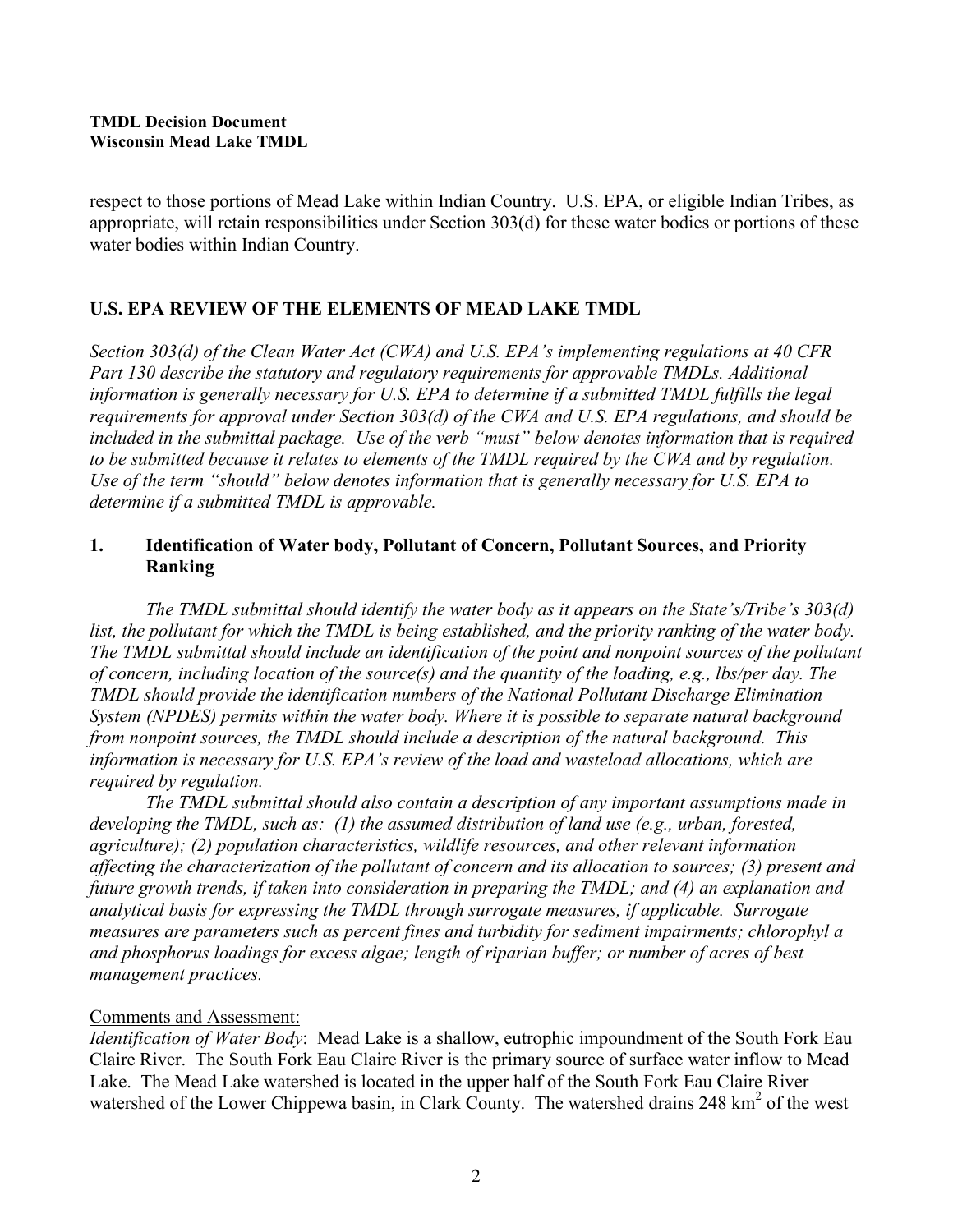respect to those portions of Mead Lake within Indian Country. U.S. EPA, or eligible Indian Tribes, as appropriate, will retain responsibilities under Section 303(d) for these water bodies or portions of these water bodies within Indian Country.

## U.S. EPA REVIEW OF THE ELEMENTS OF MEAD LAKE TMDL

*Section 303(d) of the Clean Water Act (CWA) and U.S. EPA's implementing regulations at 40 CFR Part 130 describe the statutory and regulatory requirements for approvable TMDLs. Additional information is generally necessary for U.S. EPA to determine if a submitted TMDL fulfills the legal requirements for approval under Section 303(d) of the CWA and U.S. EPA regulations, and should be included in the submittal package. Use of the verb "must" below denotes information that is required to be submitted because it relates to elements of the TMDL required by the CWA and by regulation. Use of the term "should" below denotes information that is generally necessary for U.S. EPA to determine if a submitted TMDL is approvable.*

### 1. Identification of Water body, Pollutant of Concern, Pollutant Sources, and Priority Ranking

*The TMDL submittal should identify the water body as it appears on the State's/Tribe's 303(d) list, the pollutant for which the TMDL is being established, and the priority ranking of the water body. The TMDL submittal should include an identification of the point and nonpoint sources of the pollutant of concern, including location of the source(s) and the quantity of the loading, e.g., lbs/per day. The TMDL should provide the identification numbers of the National Pollutant Discharge Elimination System (NPDES) permits within the water body. Where it is possible to separate natural background from nonpoint sources, the TMDL should include a description of the natural background. This information is necessary for U.S. EPA's review of the load and wasteload allocations, which are required by regulation.*

*The TMDL submittal should also contain a description of any important assumptions made in developing the TMDL, such as: (1) the assumed distribution of land use (e.g., urban, forested, agriculture); (2) population characteristics, wildlife resources, and other relevant information affecting the characterization of the pollutant of concern and its allocation to sources; (3) present and future growth trends, if taken into consideration in preparing the TMDL; and (4) an explanation and analytical basis for expressing the TMDL through surrogate measures, if applicable. Surrogate measures are parameters such as percent fines and turbidity for sediment impairments; chlorophyl a and phosphorus loadings for excess algae; length of riparian buffer; or number of acres of best management practices.*

Comments and Assessment:

*Identification of Water Body*: Mead Lake is a shallow, eutrophic impoundment of the South Fork Eau Claire River. The South Fork Eau Claire River is the primary source of surface water inflow to Mead Lake. The Mead Lake watershed is located in the upper half of the South Fork Eau Claire River watershed of the Lower Chippewa basin, in Clark County. The watershed drains 248 $km^2$ of the west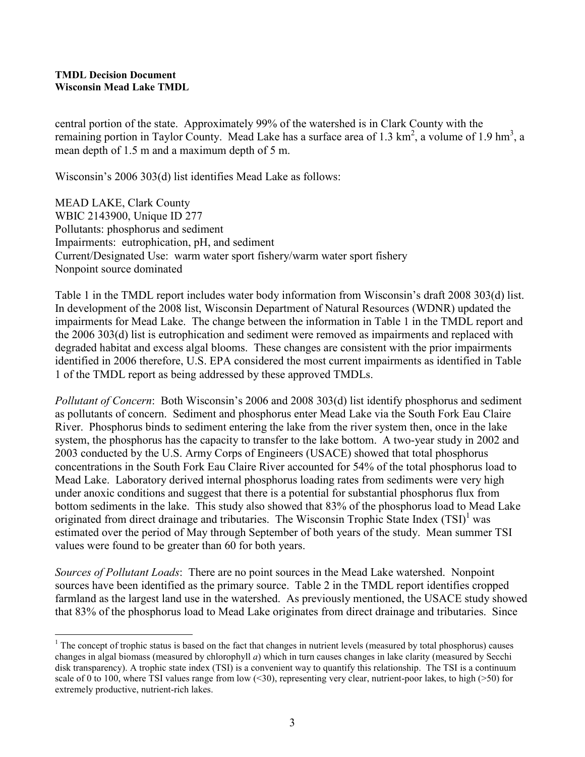central portion of the state. Approximately 99% of the watershed is in Clark County with the remaining portion in Taylor County. Mead Lake has a surface area of 1.3 $km^2$, a volume of 1.9 $hm^3$, a mean depth of 1.5 m and a maximum depth of 5 m.

Wisconsin's 2006 303(d) list identifies Mead Lake as follows:

MEAD LAKE, Clark County
WBIC 2143900, Unique ID 277
Pollutants: phosphorus and sediment
Impairments: eutrophication, pH, and sediment
Current/Designated Use: warm water sport fishery/warm water sport fishery
Nonpoint source dominated

Table 1 in the TMDL report includes water body information from Wisconsin's draft 2008 303(d) list. In development of the 2008 list, Wisconsin Department of Natural Resources (WDNR) updated the impairments for Mead Lake. The change between the information in Table 1 in the TMDL report and the 2006 303(d) list is eutrophication and sediment were removed as impairments and replaced with degraded habitat and excess algal blooms. These changes are consistent with the prior impairments identified in 2006 therefore, U.S. EPA considered the most current impairments as identified in Table 1 of the TMDL report as being addressed by these approved TMDLs.

*Pollutant of Concern*: Both Wisconsin's 2006 and 2008 303(d) list identify phosphorus and sediment as pollutants of concern. Sediment and phosphorus enter Mead Lake via the South Fork Eau Claire River. Phosphorus binds to sediment entering the lake from the river system then, once in the lake system, the phosphorus has the capacity to transfer to the lake bottom. A two-year study in 2002 and 2003 conducted by the U.S. Army Corps of Engineers (USACE) showed that total phosphorus concentrations in the South Fork Eau Claire River accounted for 54% of the total phosphorus load to Mead Lake. Laboratory derived internal phosphorus loading rates from sediments were very high under anoxic conditions and suggest that there is a potential for substantial phosphorus flux from bottom sediments in the lake. This study also showed that 83% of the phosphorus load to Mead Lake originated from direct drainage and tributaries. The Wisconsin Trophic State Index (TSI)[1] was estimated over the period of May through September of both years of the study. Mean summer TSI values were found to be greater than 60 for both years.

*Sources of Pollutant Loads*: There are no point sources in the Mead Lake watershed. Nonpoint sources have been identified as the primary source. Table 2 in the TMDL report identifies cropped farmland as the largest land use in the watershed. As previously mentioned, the USACE study showed that 83% of the phosphorus load to Mead Lake originates from direct drainage and tributaries. Since

[1] The concept of trophic status is based on the fact that changes in nutrient levels (measured by total phosphorus) causes changes in algal biomass (measured by chlorophyll *a*) which in turn causes changes in lake clarity (measured by Secchi disk transparency). A trophic state index (TSI) is a convenient way to quantify this relationship. The TSI is a continuum scale of 0 to 100, where TSI values range from low (<30), representing very clear, nutrient-poor lakes, to high (>50) for extremely productive, nutrient-rich lakes.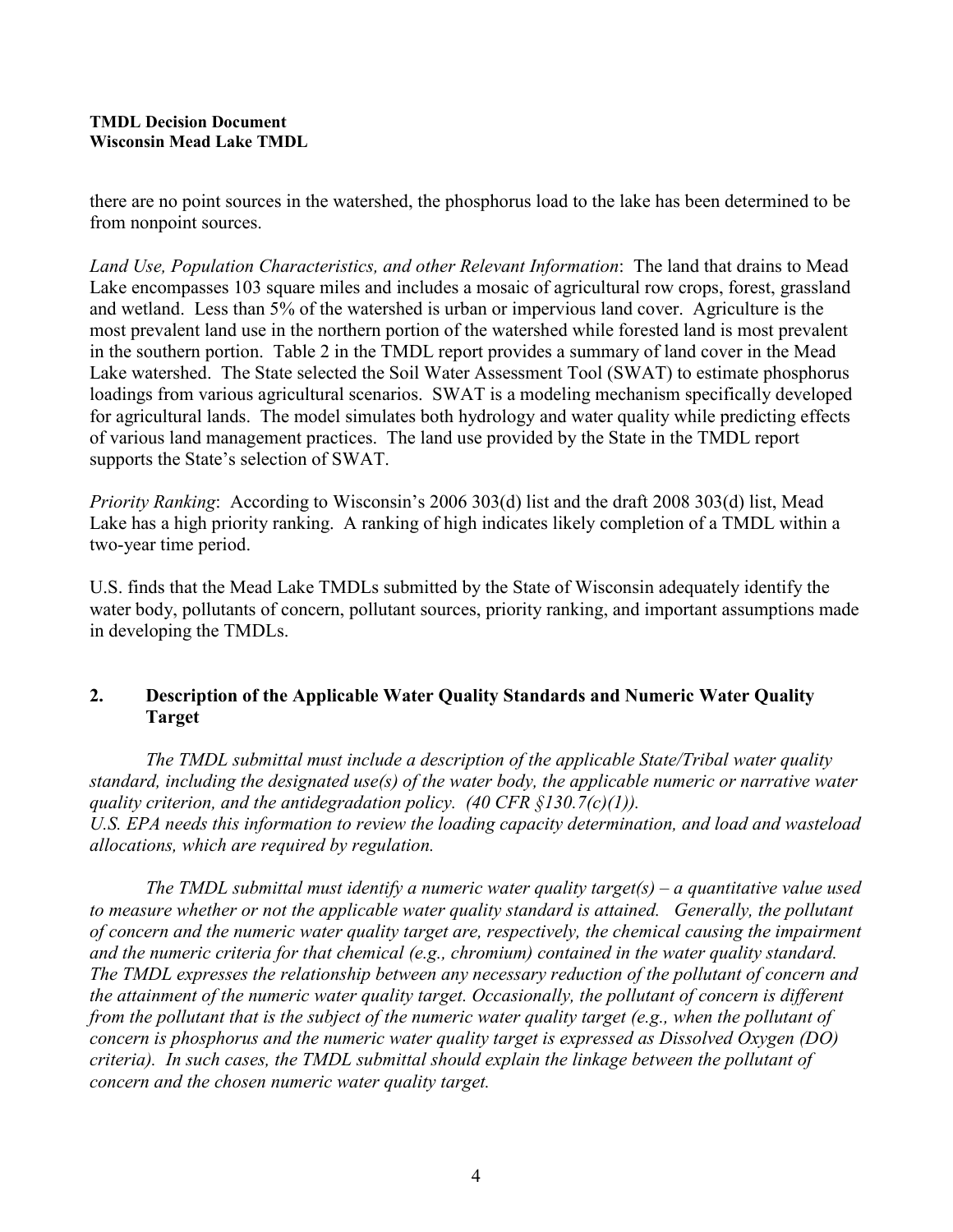there are no point sources in the watershed, the phosphorus load to the lake has been determined to be from nonpoint sources.

*Land Use, Population Characteristics, and other Relevant Information*: The land that drains to Mead Lake encompasses 103 square miles and includes a mosaic of agricultural row crops, forest, grassland and wetland. Less than 5% of the watershed is urban or impervious land cover. Agriculture is the most prevalent land use in the northern portion of the watershed while forested land is most prevalent in the southern portion. Table 2 in the TMDL report provides a summary of land cover in the Mead Lake watershed. The State selected the Soil Water Assessment Tool (SWAT) to estimate phosphorus loadings from various agricultural scenarios. SWAT is a modeling mechanism specifically developed for agricultural lands. The model simulates both hydrology and water quality while predicting effects of various land management practices. The land use provided by the State in the TMDL report supports the State's selection of SWAT.

*Priority Ranking*: According to Wisconsin's 2006 303(d) list and the draft 2008 303(d) list, Mead Lake has a high priority ranking. A ranking of high indicates likely completion of a TMDL within a two-year time period.

U.S. finds that the Mead Lake TMDLs submitted by the State of Wisconsin adequately identify the water body, pollutants of concern, pollutant sources, priority ranking, and important assumptions made in developing the TMDLs.

## 2. Description of the Applicable Water Quality Standards and Numeric Water Quality Target

*The TMDL submittal must include a description of the applicable State/Tribal water quality standard, including the designated use(s) of the water body, the applicable numeric or narrative water quality criterion, and the antidegradation policy. (40 CFR §130.7(c)(1)). U.S. EPA needs this information to review the loading capacity determination, and load and wasteload allocations, which are required by regulation.*

*The TMDL submittal must identify a numeric water quality target(s) – a quantitative value used to measure whether or not the applicable water quality standard is attained. Generally, the pollutant of concern and the numeric water quality target are, respectively, the chemical causing the impairment and the numeric criteria for that chemical (e.g., chromium) contained in the water quality standard. The TMDL expresses the relationship between any necessary reduction of the pollutant of concern and the attainment of the numeric water quality target. Occasionally, the pollutant of concern is different from the pollutant that is the subject of the numeric water quality target (e.g., when the pollutant of concern is phosphorus and the numeric water quality target is expressed as Dissolved Oxygen (DO) criteria). In such cases, the TMDL submittal should explain the linkage between the pollutant of concern and the chosen numeric water quality target.*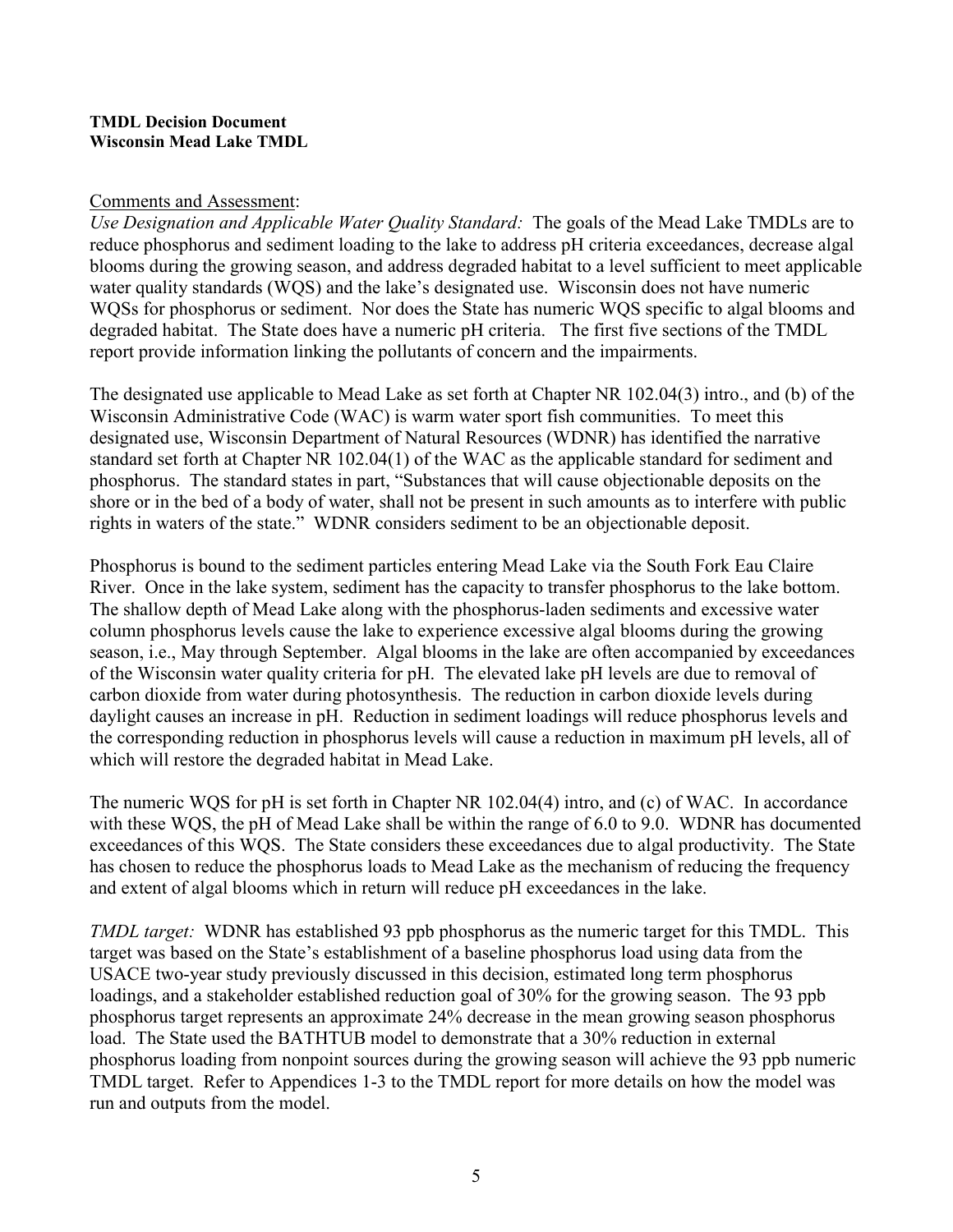**TMDL Decision Document**
**Wisconsin Mead Lake TMDL**

Comments and Assessment:
*Use Designation and Applicable Water Quality Standard:* The goals of the Mead Lake TMDLs are to reduce phosphorus and sediment loading to the lake to address pH criteria exceedances, decrease algal blooms during the growing season, and address degraded habitat to a level sufficient to meet applicable water quality standards (WQS) and the lake's designated use. Wisconsin does not have numeric WQSs for phosphorus or sediment. Nor does the State has numeric WQS specific to algal blooms and degraded habitat. The State does have a numeric pH criteria. The first five sections of the TMDL report provide information linking the pollutants of concern and the impairments.

The designated use applicable to Mead Lake as set forth at Chapter NR 102.04(3) intro., and (b) of the Wisconsin Administrative Code (WAC) is warm water sport fish communities. To meet this designated use, Wisconsin Department of Natural Resources (WDNR) has identified the narrative standard set forth at Chapter NR 102.04(1) of the WAC as the applicable standard for sediment and phosphorus. The standard states in part, "Substances that will cause objectionable deposits on the shore or in the bed of a body of water, shall not be present in such amounts as to interfere with public rights in waters of the state." WDNR considers sediment to be an objectionable deposit.

Phosphorus is bound to the sediment particles entering Mead Lake via the South Fork Eau Claire River. Once in the lake system, sediment has the capacity to transfer phosphorus to the lake bottom. The shallow depth of Mead Lake along with the phosphorus-laden sediments and excessive water column phosphorus levels cause the lake to experience excessive algal blooms during the growing season, i.e., May through September. Algal blooms in the lake are often accompanied by exceedances of the Wisconsin water quality criteria for pH. The elevated lake pH levels are due to removal of carbon dioxide from water during photosynthesis. The reduction in carbon dioxide levels during daylight causes an increase in pH. Reduction in sediment loadings will reduce phosphorus levels and the corresponding reduction in phosphorus levels will cause a reduction in maximum pH levels, all of which will restore the degraded habitat in Mead Lake.

The numeric WQS for pH is set forth in Chapter NR 102.04(4) intro, and (c) of WAC. In accordance with these WQS, the pH of Mead Lake shall be within the range of 6.0 to 9.0. WDNR has documented exceedances of this WQS. The State considers these exceedances due to algal productivity. The State has chosen to reduce the phosphorus loads to Mead Lake as the mechanism of reducing the frequency and extent of algal blooms which in return will reduce pH exceedances in the lake.

*TMDL target:* WDNR has established 93 ppb phosphorus as the numeric target for this TMDL. This target was based on the State's establishment of a baseline phosphorus load using data from the USACE two-year study previously discussed in this decision, estimated long term phosphorus loadings, and a stakeholder established reduction goal of 30% for the growing season. The 93 ppb phosphorus target represents an approximate 24% decrease in the mean growing season phosphorus load. The State used the BATHTUB model to demonstrate that a 30% reduction in external phosphorus loading from nonpoint sources during the growing season will achieve the 93 ppb numeric TMDL target. Refer to Appendices 1-3 to the TMDL report for more details on how the model was run and outputs from the model.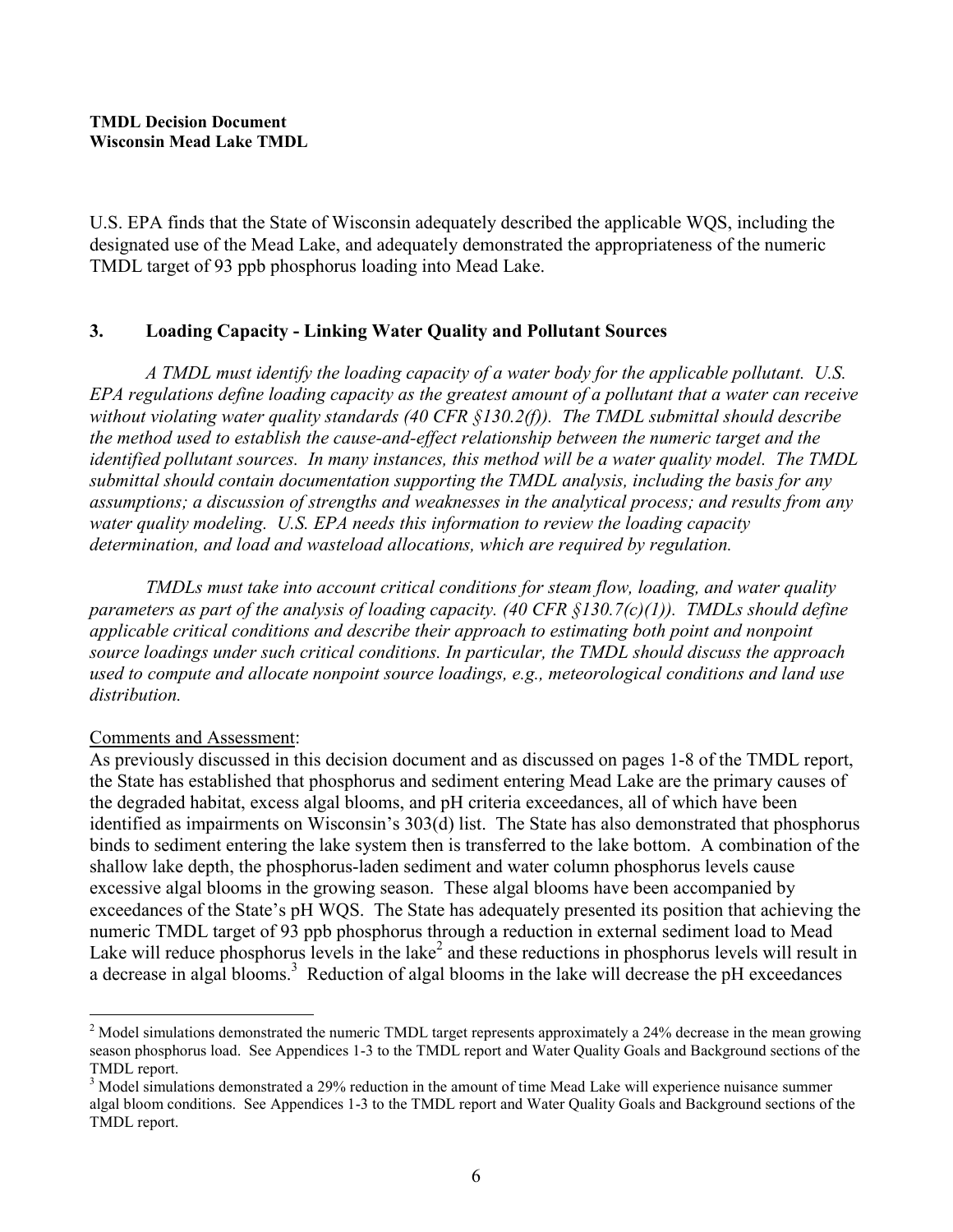U.S. EPA finds that the State of Wisconsin adequately described the applicable WQS, including the designated use of the Mead Lake, and adequately demonstrated the appropriateness of the numeric TMDL target of 93 ppb phosphorus loading into Mead Lake.

## 3. Loading Capacity - Linking Water Quality and Pollutant Sources

*A TMDL must identify the loading capacity of a water body for the applicable pollutant. U.S. EPA regulations define loading capacity as the greatest amount of a pollutant that a water can receive without violating water quality standards (40 CFR §130.2(f)). The TMDL submittal should describe the method used to establish the cause-and-effect relationship between the numeric target and the identified pollutant sources. In many instances, this method will be a water quality model. The TMDL submittal should contain documentation supporting the TMDL analysis, including the basis for any assumptions; a discussion of strengths and weaknesses in the analytical process; and results from any water quality modeling. U.S. EPA needs this information to review the loading capacity determination, and load and wasteload allocations, which are required by regulation.*

*TMDLs must take into account critical conditions for steam flow, loading, and water quality parameters as part of the analysis of loading capacity. (40 CFR §130.7(c)(1)). TMDLs should define applicable critical conditions and describe their approach to estimating both point and nonpoint source loadings under such critical conditions. In particular, the TMDL should discuss the approach used to compute and allocate nonpoint source loadings, e.g., meteorological conditions and land use distribution.*

Comments and Assessment:

As previously discussed in this decision document and as discussed on pages 1-8 of the TMDL report, the State has established that phosphorus and sediment entering Mead Lake are the primary causes of the degraded habitat, excess algal blooms, and pH criteria exceedances, all of which have been identified as impairments on Wisconsin's 303(d) list. The State has also demonstrated that phosphorus binds to sediment entering the lake system then is transferred to the lake bottom. A combination of the shallow lake depth, the phosphorus-laden sediment and water column phosphorus levels cause excessive algal blooms in the growing season. These algal blooms have been accompanied by exceedances of the State's pH WQS. The State has adequately presented its position that achieving the numeric TMDL target of 93 ppb phosphorus through a reduction in external sediment load to Mead Lake will reduce phosphorus levels in the lake[2] and these reductions in phosphorus levels will result in a decrease in algal blooms.[3] Reduction of algal blooms in the lake will decrease the pH exceedances

[2] Model simulations demonstrated the numeric TMDL target represents approximately a 24% decrease in the mean growing season phosphorus load. See Appendices 1-3 to the TMDL report and Water Quality Goals and Background sections of the TMDL report.

[3] Model simulations demonstrated a 29% reduction in the amount of time Mead Lake will experience nuisance summer algal bloom conditions. See Appendices 1-3 to the TMDL report and Water Quality Goals and Background sections of the TMDL report.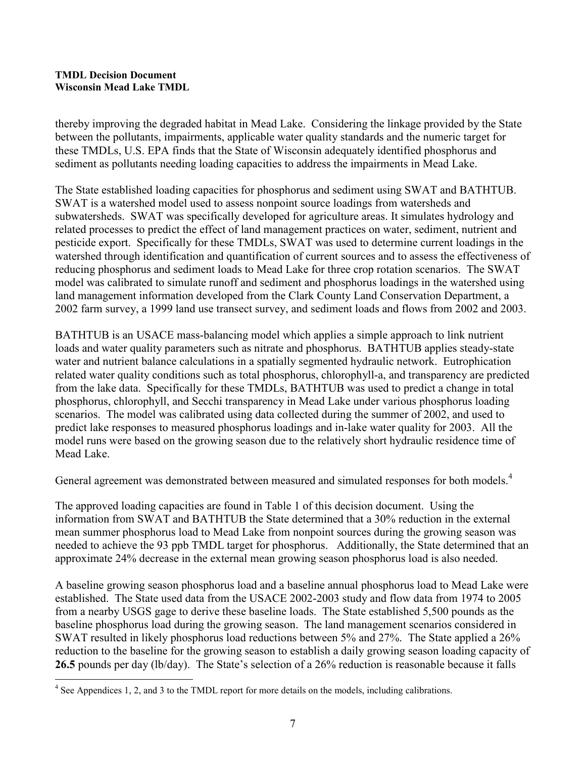thereby improving the degraded habitat in Mead Lake. Considering the linkage provided by the State between the pollutants, impairments, applicable water quality standards and the numeric target for these TMDLs, U.S. EPA finds that the State of Wisconsin adequately identified phosphorus and sediment as pollutants needing loading capacities to address the impairments in Mead Lake.

The State established loading capacities for phosphorus and sediment using SWAT and BATHTUB. SWAT is a watershed model used to assess nonpoint source loadings from watersheds and subwatersheds. SWAT was specifically developed for agriculture areas. It simulates hydrology and related processes to predict the effect of land management practices on water, sediment, nutrient and pesticide export. Specifically for these TMDLs, SWAT was used to determine current loadings in the watershed through identification and quantification of current sources and to assess the effectiveness of reducing phosphorus and sediment loads to Mead Lake for three crop rotation scenarios. The SWAT model was calibrated to simulate runoff and sediment and phosphorus loadings in the watershed using land management information developed from the Clark County Land Conservation Department, a 2002 farm survey, a 1999 land use transect survey, and sediment loads and flows from 2002 and 2003.

BATHTUB is an USACE mass-balancing model which applies a simple approach to link nutrient loads and water quality parameters such as nitrate and phosphorus. BATHTUB applies steady-state water and nutrient balance calculations in a spatially segmented hydraulic network. Eutrophication related water quality conditions such as total phosphorus, chlorophyll-a, and transparency are predicted from the lake data. Specifically for these TMDLs, BATHTUB was used to predict a change in total phosphorus, chlorophyll, and Secchi transparency in Mead Lake under various phosphorus loading scenarios. The model was calibrated using data collected during the summer of 2002, and used to predict lake responses to measured phosphorus loadings and in-lake water quality for 2003. All the model runs were based on the growing season due to the relatively short hydraulic residence time of Mead Lake.

General agreement was demonstrated between measured and simulated responses for both models.[4]

The approved loading capacities are found in Table 1 of this decision document. Using the information from SWAT and BATHTUB the State determined that a 30% reduction in the external mean summer phosphorus load to Mead Lake from nonpoint sources during the growing season was needed to achieve the 93 ppb TMDL target for phosphorus. Additionally, the State determined that an approximate 24% decrease in the external mean growing season phosphorus load is also needed.

A baseline growing season phosphorus load and a baseline annual phosphorus load to Mead Lake were established. The State used data from the USACE 2002-2003 study and flow data from 1974 to 2005 from a nearby USGS gage to derive these baseline loads. The State established 5,500 pounds as the baseline phosphorus load during the growing season. The land management scenarios considered in SWAT resulted in likely phosphorus load reductions between 5% and 27%. The State applied a 26% reduction to the baseline for the growing season to establish a daily growing season loading capacity of **26.5** pounds per day (lb/day). The State's selection of a 26% reduction is reasonable because it falls

[4] See Appendices 1, 2, and 3 to the TMDL report for more details on the models, including calibrations.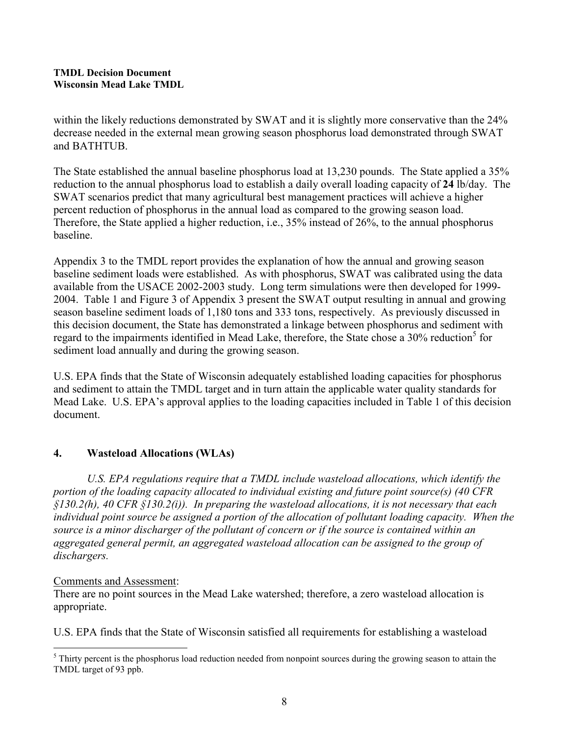within the likely reductions demonstrated by SWAT and it is slightly more conservative than the 24% decrease needed in the external mean growing season phosphorus load demonstrated through SWAT and BATHTUB.

The State established the annual baseline phosphorus load at 13,230 pounds. The State applied a 35% reduction to the annual phosphorus load to establish a daily overall loading capacity of **24** lb/day. The SWAT scenarios predict that many agricultural best management practices will achieve a higher percent reduction of phosphorus in the annual load as compared to the growing season load. Therefore, the State applied a higher reduction, i.e., 35% instead of 26%, to the annual phosphorus baseline.

Appendix 3 to the TMDL report provides the explanation of how the annual and growing season baseline sediment loads were established. As with phosphorus, SWAT was calibrated using the data available from the USACE 2002-2003 study. Long term simulations were then developed for 1999-2004. Table 1 and Figure 3 of Appendix 3 present the SWAT output resulting in annual and growing season baseline sediment loads of 1,180 tons and 333 tons, respectively. As previously discussed in this decision document, the State has demonstrated a linkage between phosphorus and sediment with regard to the impairments identified in Mead Lake, therefore, the State chose a 30% reduction[5] for sediment load annually and during the growing season.

U.S. EPA finds that the State of Wisconsin adequately established loading capacities for phosphorus and sediment to attain the TMDL target and in turn attain the applicable water quality standards for Mead Lake. U.S. EPA's approval applies to the loading capacities included in Table 1 of this decision document.

## 4. Wasteload Allocations (WLAs)

*U.S. EPA regulations require that a TMDL include wasteload allocations, which identify the portion of the loading capacity allocated to individual existing and future point source(s) (40 CFR §130.2(h), 40 CFR §130.2(i)). In preparing the wasteload allocations, it is not necessary that each individual point source be assigned a portion of the allocation of pollutant loading capacity. When the source is a minor discharger of the pollutant of concern or if the source is contained within an aggregated general permit, an aggregated wasteload allocation can be assigned to the group of dischargers.*

Comments and Assessment:
There are no point sources in the Mead Lake watershed; therefore, a zero wasteload allocation is appropriate.

U.S. EPA finds that the State of Wisconsin satisfied all requirements for establishing a wasteload

[5] Thirty percent is the phosphorus load reduction needed from nonpoint sources during the growing season to attain the TMDL target of 93 ppb.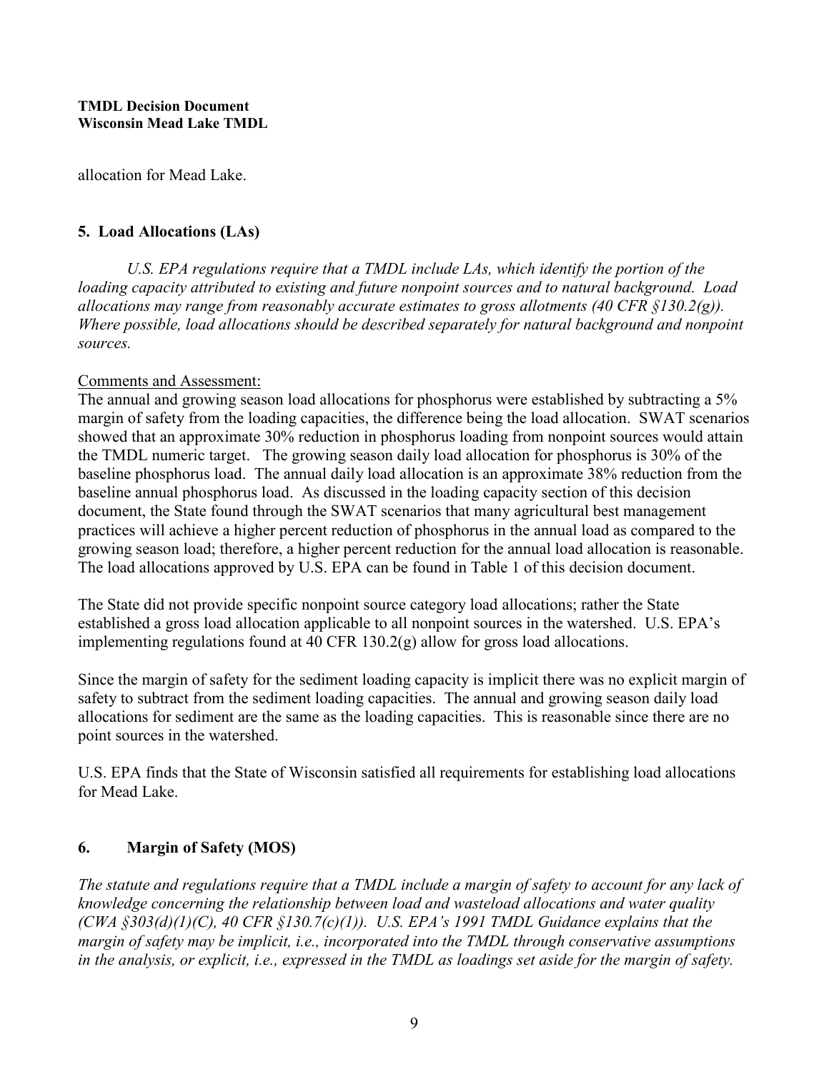allocation for Mead Lake.

## 5. Load Allocations (LAs)

*U.S. EPA regulations require that a TMDL include LAs, which identify the portion of the loading capacity attributed to existing and future nonpoint sources and to natural background. Load allocations may range from reasonably accurate estimates to gross allotments (40 CFR §130.2(g)). Where possible, load allocations should be described separately for natural background and nonpoint sources.*

Comments and Assessment:

The annual and growing season load allocations for phosphorus were established by subtracting a 5% margin of safety from the loading capacities, the difference being the load allocation. SWAT scenarios showed that an approximate 30% reduction in phosphorus loading from nonpoint sources would attain the TMDL numeric target. The growing season daily load allocation for phosphorus is 30% of the baseline phosphorus load. The annual daily load allocation is an approximate 38% reduction from the baseline annual phosphorus load. As discussed in the loading capacity section of this decision document, the State found through the SWAT scenarios that many agricultural best management practices will achieve a higher percent reduction of phosphorus in the annual load as compared to the growing season load; therefore, a higher percent reduction for the annual load allocation is reasonable. The load allocations approved by U.S. EPA can be found in Table 1 of this decision document.

The State did not provide specific nonpoint source category load allocations; rather the State established a gross load allocation applicable to all nonpoint sources in the watershed. U.S. EPA's implementing regulations found at 40 CFR 130.2(g) allow for gross load allocations.

Since the margin of safety for the sediment loading capacity is implicit there was no explicit margin of safety to subtract from the sediment loading capacities. The annual and growing season daily load allocations for sediment are the same as the loading capacities. This is reasonable since there are no point sources in the watershed.

U.S. EPA finds that the State of Wisconsin satisfied all requirements for establishing load allocations for Mead Lake.

## 6. Margin of Safety (MOS)

*The statute and regulations require that a TMDL include a margin of safety to account for any lack of knowledge concerning the relationship between load and wasteload allocations and water quality (CWA §303(d)(1)(C), 40 CFR §130.7(c)(1)). U.S. EPA's 1991 TMDL Guidance explains that the margin of safety may be implicit, i.e., incorporated into the TMDL through conservative assumptions in the analysis, or explicit, i.e., expressed in the TMDL as loadings set aside for the margin of safety.*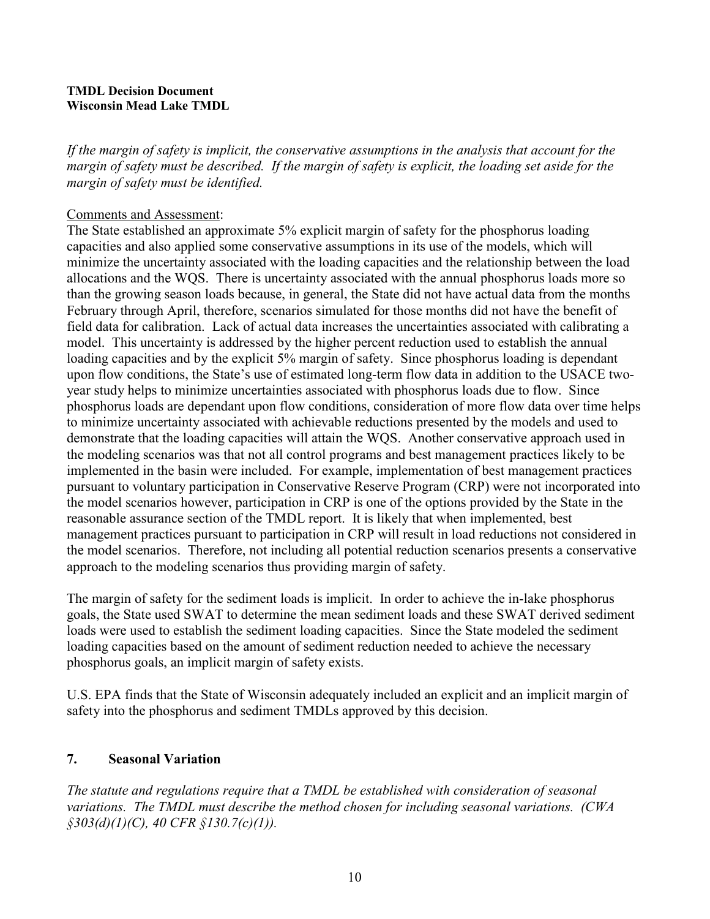*If the margin of safety is implicit, the conservative assumptions in the analysis that account for the margin of safety must be described. If the margin of safety is explicit, the loading set aside for the margin of safety must be identified.*

Comments and Assessment:

The State established an approximate 5% explicit margin of safety for the phosphorus loading capacities and also applied some conservative assumptions in its use of the models, which will minimize the uncertainty associated with the loading capacities and the relationship between the load allocations and the WQS. There is uncertainty associated with the annual phosphorus loads more so than the growing season loads because, in general, the State did not have actual data from the months February through April, therefore, scenarios simulated for those months did not have the benefit of field data for calibration. Lack of actual data increases the uncertainties associated with calibrating a model. This uncertainty is addressed by the higher percent reduction used to establish the annual loading capacities and by the explicit 5% margin of safety. Since phosphorus loading is dependant upon flow conditions, the State's use of estimated long-term flow data in addition to the USACE two-year study helps to minimize uncertainties associated with phosphorus loads due to flow. Since phosphorus loads are dependant upon flow conditions, consideration of more flow data over time helps to minimize uncertainty associated with achievable reductions presented by the models and used to demonstrate that the loading capacities will attain the WQS. Another conservative approach used in the modeling scenarios was that not all control programs and best management practices likely to be implemented in the basin were included. For example, implementation of best management practices pursuant to voluntary participation in Conservative Reserve Program (CRP) were not incorporated into the model scenarios however, participation in CRP is one of the options provided by the State in the reasonable assurance section of the TMDL report. It is likely that when implemented, best management practices pursuant to participation in CRP will result in load reductions not considered in the model scenarios. Therefore, not including all potential reduction scenarios presents a conservative approach to the modeling scenarios thus providing margin of safety.

The margin of safety for the sediment loads is implicit. In order to achieve the in-lake phosphorus goals, the State used SWAT to determine the mean sediment loads and these SWAT derived sediment loads were used to establish the sediment loading capacities. Since the State modeled the sediment loading capacities based on the amount of sediment reduction needed to achieve the necessary phosphorus goals, an implicit margin of safety exists.

U.S. EPA finds that the State of Wisconsin adequately included an explicit and an implicit margin of safety into the phosphorus and sediment TMDLs approved by this decision.

## 7. Seasonal Variation

*The statute and regulations require that a TMDL be established with consideration of seasonal variations. The TMDL must describe the method chosen for including seasonal variations. (CWA §303(d)(1)(C), 40 CFR §130.7(c)(1)).*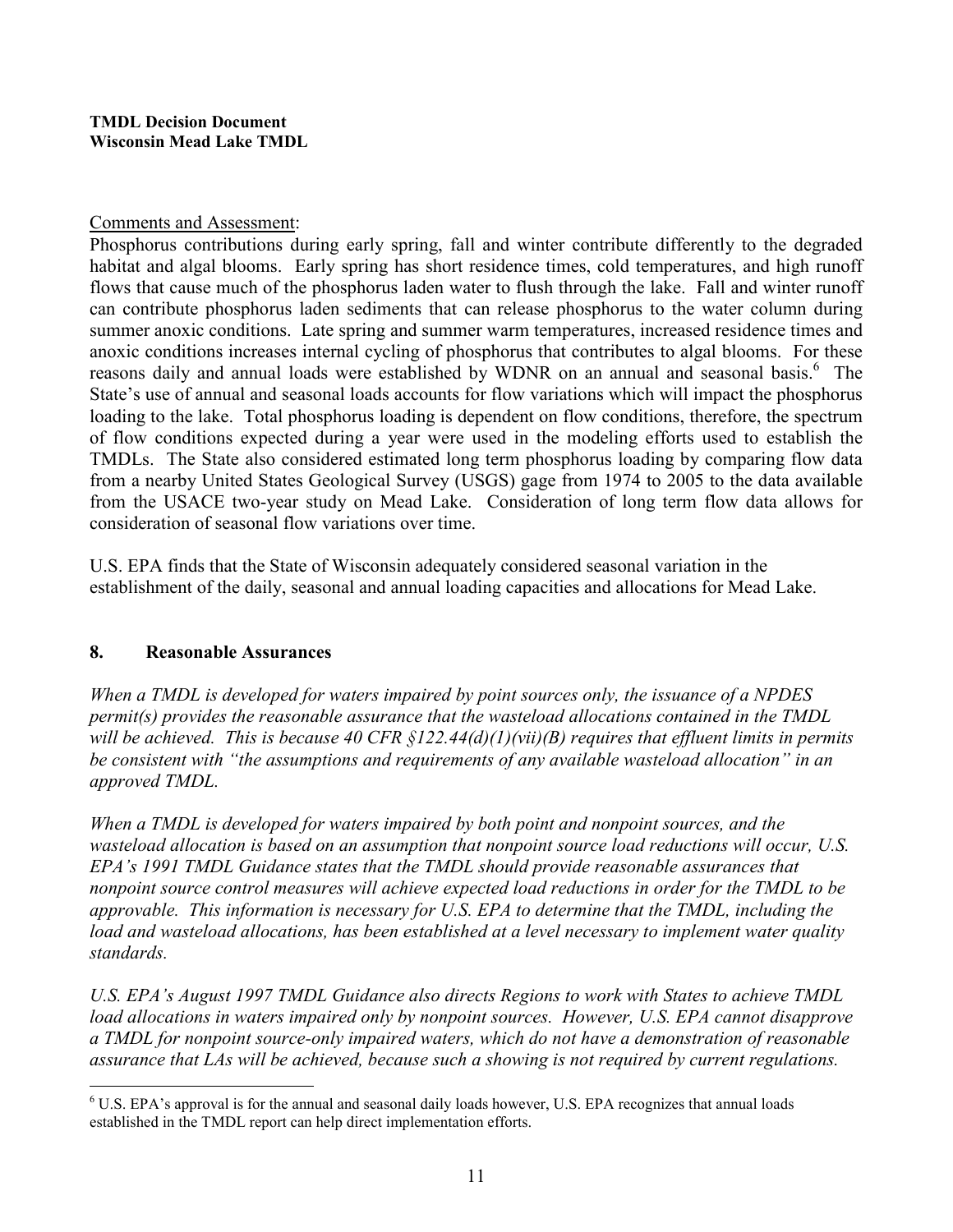Comments and Assessment:

Phosphorus contributions during early spring, fall and winter contribute differently to the degraded habitat and algal blooms. Early spring has short residence times, cold temperatures, and high runoff flows that cause much of the phosphorus laden water to flush through the lake. Fall and winter runoff can contribute phosphorus laden sediments that can release phosphorus to the water column during summer anoxic conditions. Late spring and summer warm temperatures, increased residence times and anoxic conditions increases internal cycling of phosphorus that contributes to algal blooms. For these reasons daily and annual loads were established by WDNR on an annual and seasonal basis.[6] The State's use of annual and seasonal loads accounts for flow variations which will impact the phosphorus loading to the lake. Total phosphorus loading is dependent on flow conditions, therefore, the spectrum of flow conditions expected during a year were used in the modeling efforts used to establish the TMDLs. The State also considered estimated long term phosphorus loading by comparing flow data from a nearby United States Geological Survey (USGS) gage from 1974 to 2005 to the data available from the USACE two-year study on Mead Lake. Consideration of long term flow data allows for consideration of seasonal flow variations over time.

U.S. EPA finds that the State of Wisconsin adequately considered seasonal variation in the establishment of the daily, seasonal and annual loading capacities and allocations for Mead Lake.

## 8. Reasonable Assurances

*When a TMDL is developed for waters impaired by point sources only, the issuance of a NPDES permit(s) provides the reasonable assurance that the wasteload allocations contained in the TMDL will be achieved. This is because 40 CFR §122.44(d)(1)(vii)(B) requires that effluent limits in permits be consistent with "the assumptions and requirements of any available wasteload allocation" in an approved TMDL.*

*When a TMDL is developed for waters impaired by both point and nonpoint sources, and the wasteload allocation is based on an assumption that nonpoint source load reductions will occur, U.S. EPA's 1991 TMDL Guidance states that the TMDL should provide reasonable assurances that nonpoint source control measures will achieve expected load reductions in order for the TMDL to be approvable. This information is necessary for U.S. EPA to determine that the TMDL, including the load and wasteload allocations, has been established at a level necessary to implement water quality standards.*

*U.S. EPA's August 1997 TMDL Guidance also directs Regions to work with States to achieve TMDL load allocations in waters impaired only by nonpoint sources. However, U.S. EPA cannot disapprove a TMDL for nonpoint source-only impaired waters, which do not have a demonstration of reasonable assurance that LAs will be achieved, because such a showing is not required by current regulations.*

---

[6] U.S. EPA's approval is for the annual and seasonal daily loads however, U.S. EPA recognizes that annual loads established in the TMDL report can help direct implementation efforts.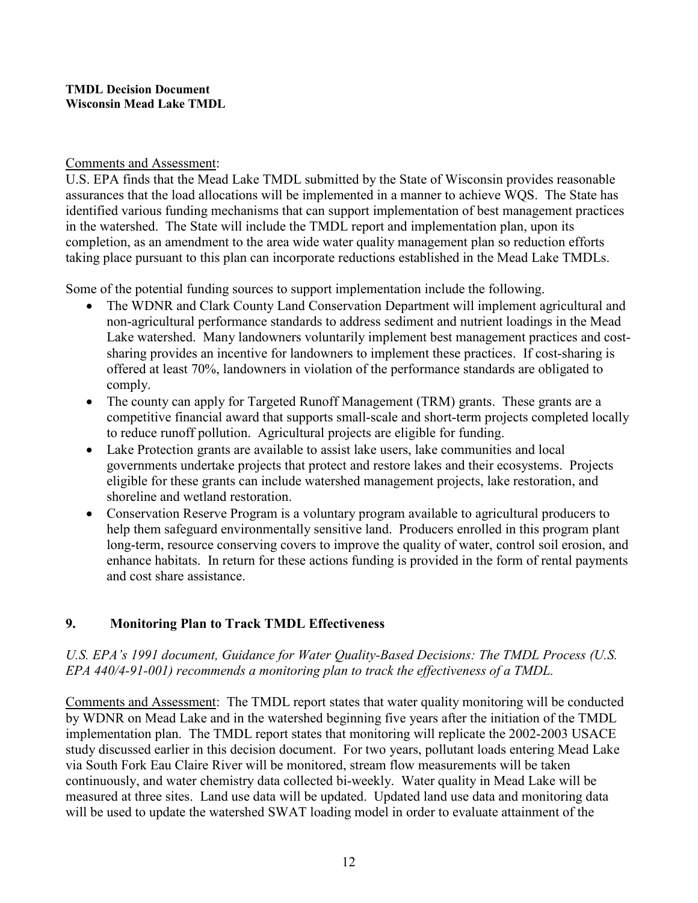Comments and Assessment:
U.S. EPA finds that the Mead Lake TMDL submitted by the State of Wisconsin provides reasonable assurances that the load allocations will be implemented in a manner to achieve WQS. The State has identified various funding mechanisms that can support implementation of best management practices in the watershed. The State will include the TMDL report and implementation plan, upon its completion, as an amendment to the area wide water quality management plan so reduction efforts taking place pursuant to this plan can incorporate reductions established in the Mead Lake TMDLs.

Some of the potential funding sources to support implementation include the following.

- The WDNR and Clark County Land Conservation Department will implement agricultural and non-agricultural performance standards to address sediment and nutrient loadings in the Mead Lake watershed. Many landowners voluntarily implement best management practices and cost-sharing provides an incentive for landowners to implement these practices. If cost-sharing is offered at least 70%, landowners in violation of the performance standards are obligated to comply.
- The county can apply for Targeted Runoff Management (TRM) grants. These grants are a competitive financial award that supports small-scale and short-term projects completed locally to reduce runoff pollution. Agricultural projects are eligible for funding.
- Lake Protection grants are available to assist lake users, lake communities and local governments undertake projects that protect and restore lakes and their ecosystems. Projects eligible for these grants can include watershed management projects, lake restoration, and shoreline and wetland restoration.
- Conservation Reserve Program is a voluntary program available to agricultural producers to help them safeguard environmentally sensitive land. Producers enrolled in this program plant long-term, resource conserving covers to improve the quality of water, control soil erosion, and enhance habitats. In return for these actions funding is provided in the form of rental payments and cost share assistance.

## 9. Monitoring Plan to Track TMDL Effectiveness

*U.S. EPA's 1991 document, Guidance for Water Quality-Based Decisions: The TMDL Process (U.S. EPA 440/4-91-001) recommends a monitoring plan to track the effectiveness of a TMDL.*

Comments and Assessment: The TMDL report states that water quality monitoring will be conducted by WDNR on Mead Lake and in the watershed beginning five years after the initiation of the TMDL implementation plan. The TMDL report states that monitoring will replicate the 2002-2003 USACE study discussed earlier in this decision document. For two years, pollutant loads entering Mead Lake via South Fork Eau Claire River will be monitored, stream flow measurements will be taken continuously, and water chemistry data collected bi-weekly. Water quality in Mead Lake will be measured at three sites. Land use data will be updated. Updated land use data and monitoring data will be used to update the watershed SWAT loading model in order to evaluate attainment of the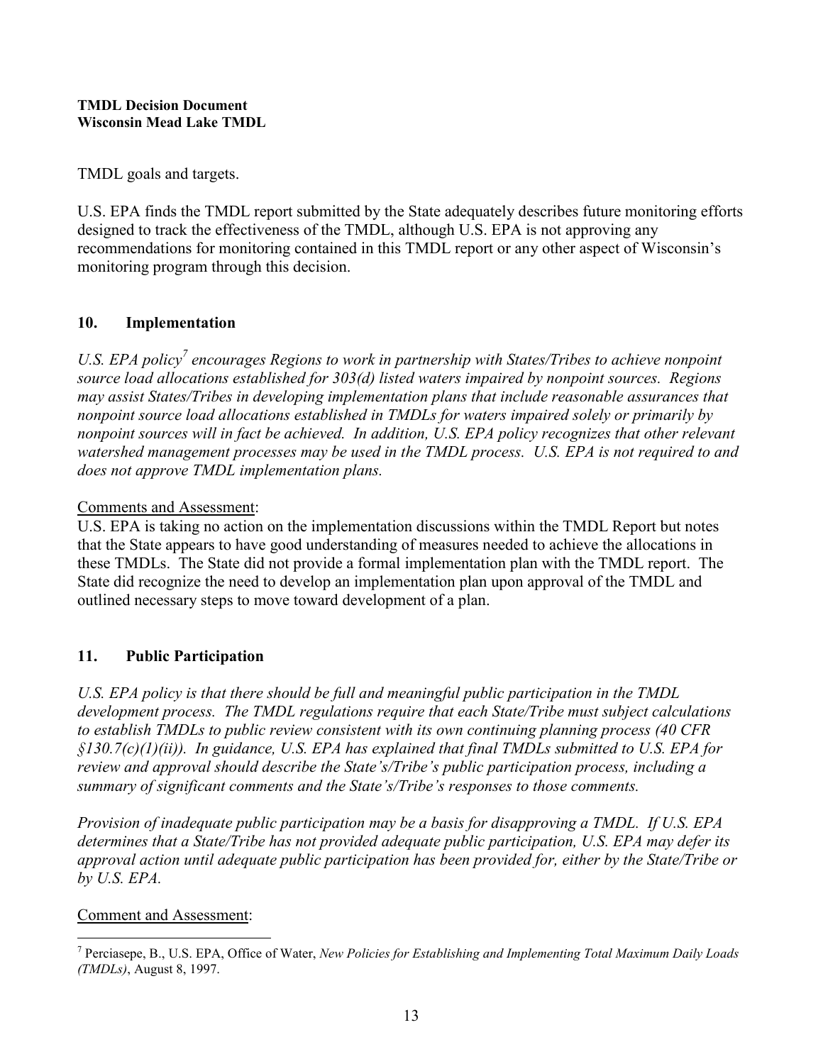TMDL goals and targets.

U.S. EPA finds the TMDL report submitted by the State adequately describes future monitoring efforts designed to track the effectiveness of the TMDL, although U.S. EPA is not approving any recommendations for monitoring contained in this TMDL report or any other aspect of Wisconsin's monitoring program through this decision.

## 10. Implementation

*U.S. EPA policy[7] encourages Regions to work in partnership with States/Tribes to achieve nonpoint source load allocations established for 303(d) listed waters impaired by nonpoint sources. Regions may assist States/Tribes in developing implementation plans that include reasonable assurances that nonpoint source load allocations established in TMDLs for waters impaired solely or primarily by nonpoint sources will in fact be achieved. In addition, U.S. EPA policy recognizes that other relevant watershed management processes may be used in the TMDL process. U.S. EPA is not required to and does not approve TMDL implementation plans.*

Comments and Assessment:

U.S. EPA is taking no action on the implementation discussions within the TMDL Report but notes that the State appears to have good understanding of measures needed to achieve the allocations in these TMDLs. The State did not provide a formal implementation plan with the TMDL report. The State did recognize the need to develop an implementation plan upon approval of the TMDL and outlined necessary steps to move toward development of a plan.

## 11. Public Participation

*U.S. EPA policy is that there should be full and meaningful public participation in the TMDL development process. The TMDL regulations require that each State/Tribe must subject calculations to establish TMDLs to public review consistent with its own continuing planning process (40 CFR §130.7(c)(1)(ii)). In guidance, U.S. EPA has explained that final TMDLs submitted to U.S. EPA for review and approval should describe the State's/Tribe's public participation process, including a summary of significant comments and the State's/Tribe's responses to those comments.*

*Provision of inadequate public participation may be a basis for disapproving a TMDL. If U.S. EPA determines that a State/Tribe has not provided adequate public participation, U.S. EPA may defer its approval action until adequate public participation has been provided for, either by the State/Tribe or by U.S. EPA.*

Comment and Assessment:

[7] Perciasepe, B., U.S. EPA, Office of Water, *New Policies for Establishing and Implementing Total Maximum Daily Loads (TMDLs)*, August 8, 1997.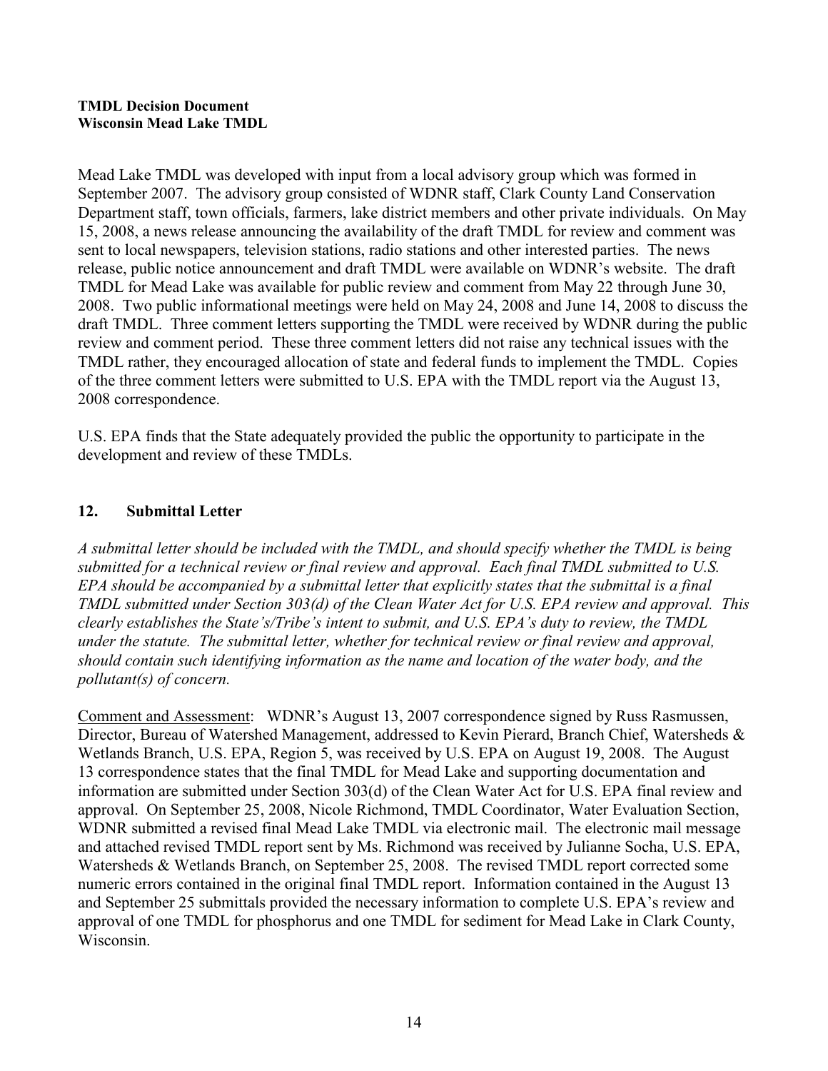Mead Lake TMDL was developed with input from a local advisory group which was formed in September 2007. The advisory group consisted of WDNR staff, Clark County Land Conservation Department staff, town officials, farmers, lake district members and other private individuals. On May 15, 2008, a news release announcing the availability of the draft TMDL for review and comment was sent to local newspapers, television stations, radio stations and other interested parties. The news release, public notice announcement and draft TMDL were available on WDNR's website. The draft TMDL for Mead Lake was available for public review and comment from May 22 through June 30, 2008. Two public informational meetings were held on May 24, 2008 and June 14, 2008 to discuss the draft TMDL. Three comment letters supporting the TMDL were received by WDNR during the public review and comment period. These three comment letters did not raise any technical issues with the TMDL rather, they encouraged allocation of state and federal funds to implement the TMDL. Copies of the three comment letters were submitted to U.S. EPA with the TMDL report via the August 13, 2008 correspondence.

U.S. EPA finds that the State adequately provided the public the opportunity to participate in the development and review of these TMDLs.

## 12. Submittal Letter

*A submittal letter should be included with the TMDL, and should specify whether the TMDL is being submitted for a technical review or final review and approval. Each final TMDL submitted to U.S. EPA should be accompanied by a submittal letter that explicitly states that the submittal is a final TMDL submitted under Section 303(d) of the Clean Water Act for U.S. EPA review and approval. This clearly establishes the State's/Tribe's intent to submit, and U.S. EPA's duty to review, the TMDL under the statute. The submittal letter, whether for technical review or final review and approval, should contain such identifying information as the name and location of the water body, and the pollutant(s) of concern.*

Comment and Assessment: WDNR's August 13, 2007 correspondence signed by Russ Rasmussen, Director, Bureau of Watershed Management, addressed to Kevin Pierard, Branch Chief, Watersheds & Wetlands Branch, U.S. EPA, Region 5, was received by U.S. EPA on August 19, 2008. The August 13 correspondence states that the final TMDL for Mead Lake and supporting documentation and information are submitted under Section 303(d) of the Clean Water Act for U.S. EPA final review and approval. On September 25, 2008, Nicole Richmond, TMDL Coordinator, Water Evaluation Section, WDNR submitted a revised final Mead Lake TMDL via electronic mail. The electronic mail message and attached revised TMDL report sent by Ms. Richmond was received by Julianne Socha, U.S. EPA, Watersheds & Wetlands Branch, on September 25, 2008. The revised TMDL report corrected some numeric errors contained in the original final TMDL report. Information contained in the August 13 and September 25 submittals provided the necessary information to complete U.S. EPA's review and approval of one TMDL for phosphorus and one TMDL for sediment for Mead Lake in Clark County, Wisconsin.